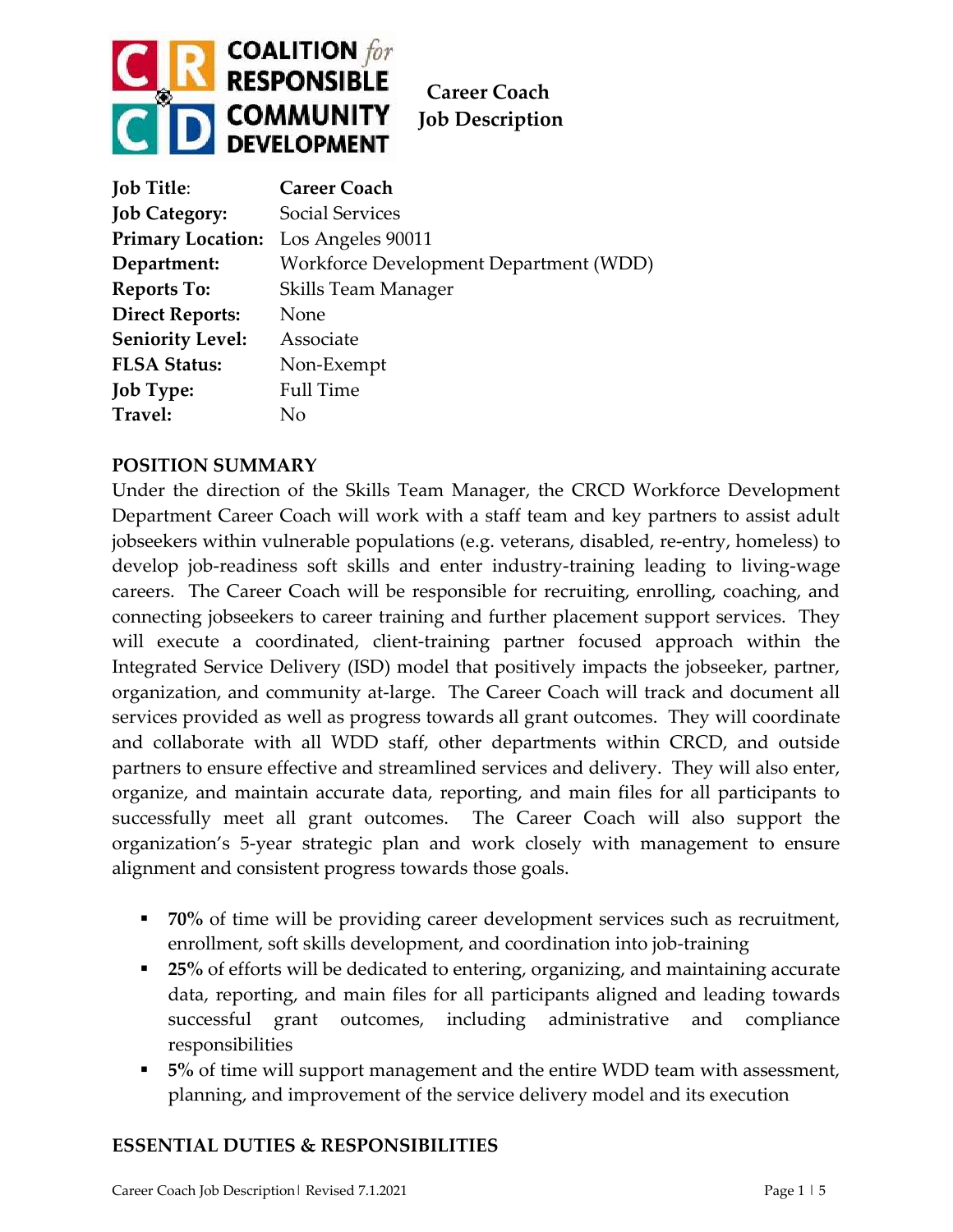COALITION *for* RESPONSIBLE COMMUNITY DEVELOPMENT

**Career Coach Job Description**

| | |
|---|---|
| **Job Title**: | **Career Coach** |
| **Job Category:** | Social Services |
| **Primary Location:** | Los Angeles 90011 |
| **Department:** | Workforce Development Department (WDD) |
| **Reports To:** | Skills Team Manager |
| **Direct Reports:** | None |
| **Seniority Level:** | Associate |
| **FLSA Status:** | Non-Exempt |
| **Job Type:** | Full Time |
| **Travel:** | No |

## POSITION SUMMARY

Under the direction of the Skills Team Manager, the CRCD Workforce Development Department Career Coach will work with a staff team and key partners to assist adult jobseekers within vulnerable populations (e.g. veterans, disabled, re-entry, homeless) to develop job-readiness soft skills and enter industry-training leading to living-wage careers. The Career Coach will be responsible for recruiting, enrolling, coaching, and connecting jobseekers to career training and further placement support services. They will execute a coordinated, client-training partner focused approach within the Integrated Service Delivery (ISD) model that positively impacts the jobseeker, partner, organization, and community at-large. The Career Coach will track and document all services provided as well as progress towards all grant outcomes. They will coordinate and collaborate with all WDD staff, other departments within CRCD, and outside partners to ensure effective and streamlined services and delivery. They will also enter, organize, and maintain accurate data, reporting, and main files for all participants to successfully meet all grant outcomes. The Career Coach will also support the organization's 5-year strategic plan and work closely with management to ensure alignment and consistent progress towards those goals.

- **70%** of time will be providing career development services such as recruitment, enrollment, soft skills development, and coordination into job-training
- **25%** of efforts will be dedicated to entering, organizing, and maintaining accurate data, reporting, and main files for all participants aligned and leading towards successful grant outcomes, including administrative and compliance responsibilities
- **5%** of time will support management and the entire WDD team with assessment, planning, and improvement of the service delivery model and its execution

## ESSENTIAL DUTIES & RESPONSIBILITIES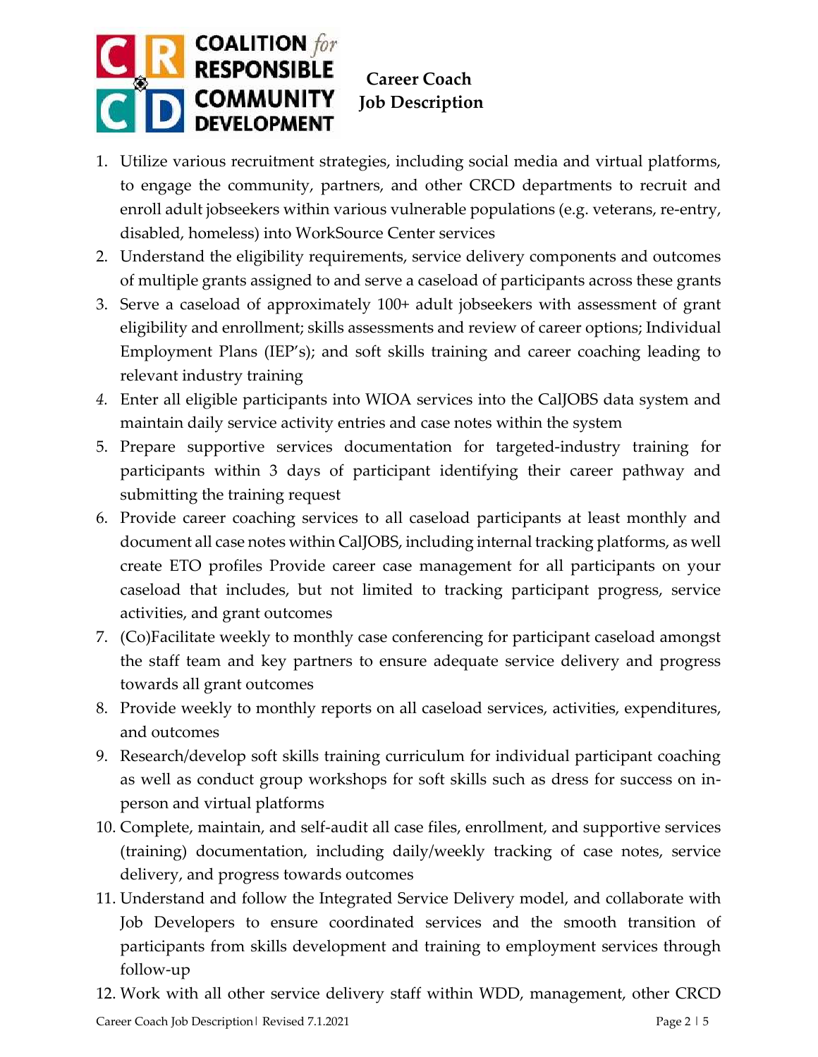**Career Coach Job Description**

1. Utilize various recruitment strategies, including social media and virtual platforms, to engage the community, partners, and other CRCD departments to recruit and enroll adult jobseekers within various vulnerable populations (e.g. veterans, re-entry, disabled, homeless) into WorkSource Center services
2. Understand the eligibility requirements, service delivery components and outcomes of multiple grants assigned to and serve a caseload of participants across these grants
3. Serve a caseload of approximately 100+ adult jobseekers with assessment of grant eligibility and enrollment; skills assessments and review of career options; Individual Employment Plans (IEP's); and soft skills training and career coaching leading to relevant industry training
4. Enter all eligible participants into WIOA services into the CalJOBS data system and maintain daily service activity entries and case notes within the system
5. Prepare supportive services documentation for targeted-industry training for participants within 3 days of participant identifying their career pathway and submitting the training request
6. Provide career coaching services to all caseload participants at least monthly and document all case notes within CalJOBS, including internal tracking platforms, as well create ETO profiles Provide career case management for all participants on your caseload that includes, but not limited to tracking participant progress, service activities, and grant outcomes
7. (Co)Facilitate weekly to monthly case conferencing for participant caseload amongst the staff team and key partners to ensure adequate service delivery and progress towards all grant outcomes
8. Provide weekly to monthly reports on all caseload services, activities, expenditures, and outcomes
9. Research/develop soft skills training curriculum for individual participant coaching as well as conduct group workshops for soft skills such as dress for success on in-person and virtual platforms
10. Complete, maintain, and self-audit all case files, enrollment, and supportive services (training) documentation, including daily/weekly tracking of case notes, service delivery, and progress towards outcomes
11. Understand and follow the Integrated Service Delivery model, and collaborate with Job Developers to ensure coordinated services and the smooth transition of participants from skills development and training to employment services through follow-up
12. Work with all other service delivery staff within WDD, management, other CRCD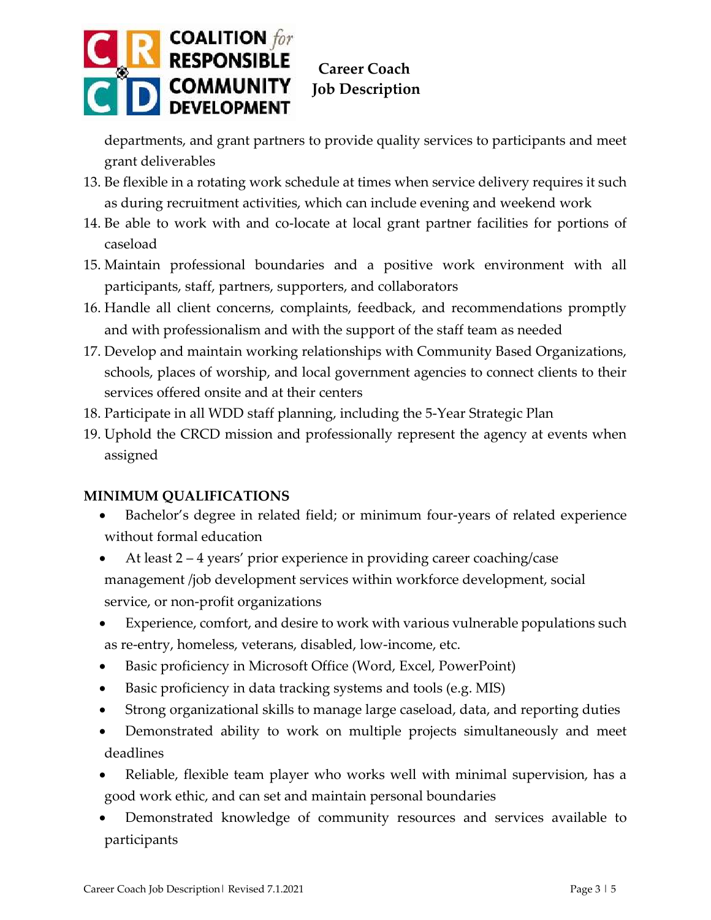departments, and grant partners to provide quality services to participants and meet grant deliverables

13. Be flexible in a rotating work schedule at times when service delivery requires it such as during recruitment activities, which can include evening and weekend work
14. Be able to work with and co-locate at local grant partner facilities for portions of caseload
15. Maintain professional boundaries and a positive work environment with all participants, staff, partners, supporters, and collaborators
16. Handle all client concerns, complaints, feedback, and recommendations promptly and with professionalism and with the support of the staff team as needed
17. Develop and maintain working relationships with Community Based Organizations, schools, places of worship, and local government agencies to connect clients to their services offered onsite and at their centers
18. Participate in all WDD staff planning, including the 5-Year Strategic Plan
19. Uphold the CRCD mission and professionally represent the agency at events when assigned

**MINIMUM QUALIFICATIONS**

- Bachelor's degree in related field; or minimum four-years of related experience without formal education
- At least 2 – 4 years' prior experience in providing career coaching/case management /job development services within workforce development, social service, or non-profit organizations
- Experience, comfort, and desire to work with various vulnerable populations such as re-entry, homeless, veterans, disabled, low-income, etc.
- Basic proficiency in Microsoft Office (Word, Excel, PowerPoint)
- Basic proficiency in data tracking systems and tools (e.g. MIS)
- Strong organizational skills to manage large caseload, data, and reporting duties
- Demonstrated ability to work on multiple projects simultaneously and meet deadlines
- Reliable, flexible team player who works well with minimal supervision, has a good work ethic, and can set and maintain personal boundaries
- Demonstrated knowledge of community resources and services available to participants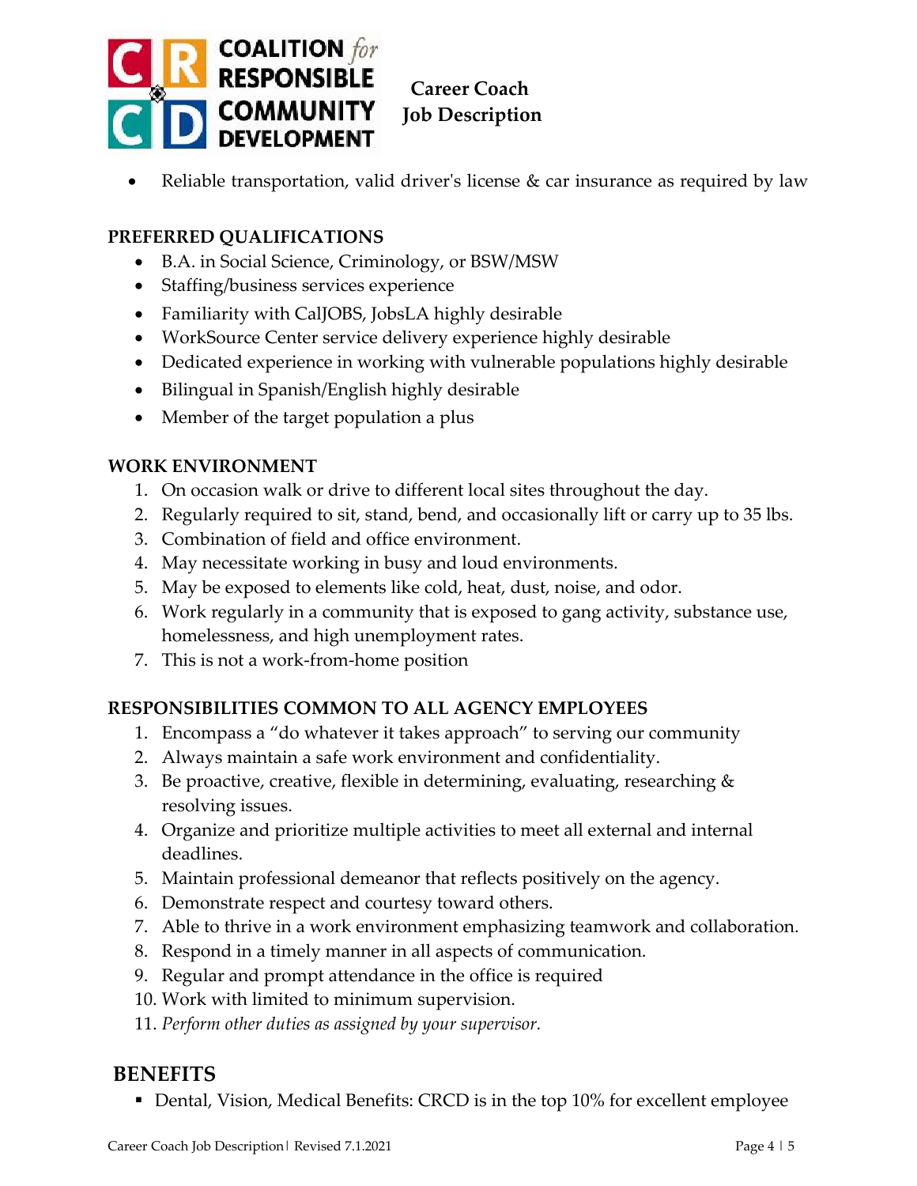- Reliable transportation, valid driver's license & car insurance as required by law

**PREFERRED QUALIFICATIONS**

- B.A. in Social Science, Criminology, or BSW/MSW
- Staffing/business services experience
- Familiarity with CalJOBS, JobsLA highly desirable
- WorkSource Center service delivery experience highly desirable
- Dedicated experience in working with vulnerable populations highly desirable
- Bilingual in Spanish/English highly desirable
- Member of the target population a plus

**WORK ENVIRONMENT**

1. On occasion walk or drive to different local sites throughout the day.
2. Regularly required to sit, stand, bend, and occasionally lift or carry up to 35 lbs.
3. Combination of field and office environment.
4. May necessitate working in busy and loud environments.
5. May be exposed to elements like cold, heat, dust, noise, and odor.
6. Work regularly in a community that is exposed to gang activity, substance use, homelessness, and high unemployment rates.
7. This is not a work-from-home position

**RESPONSIBILITIES COMMON TO ALL AGENCY EMPLOYEES**

1. Encompass a "do whatever it takes approach" to serving our community
2. Always maintain a safe work environment and confidentiality.
3. Be proactive, creative, flexible in determining, evaluating, researching & resolving issues.
4. Organize and prioritize multiple activities to meet all external and internal deadlines.
5. Maintain professional demeanor that reflects positively on the agency.
6. Demonstrate respect and courtesy toward others.
7. Able to thrive in a work environment emphasizing teamwork and collaboration.
8. Respond in a timely manner in all aspects of communication.
9. Regular and prompt attendance in the office is required
10. Work with limited to minimum supervision.
11. *Perform other duties as assigned by your supervisor.*

## BENEFITS

- Dental, Vision, Medical Benefits: CRCD is in the top 10% for excellent employee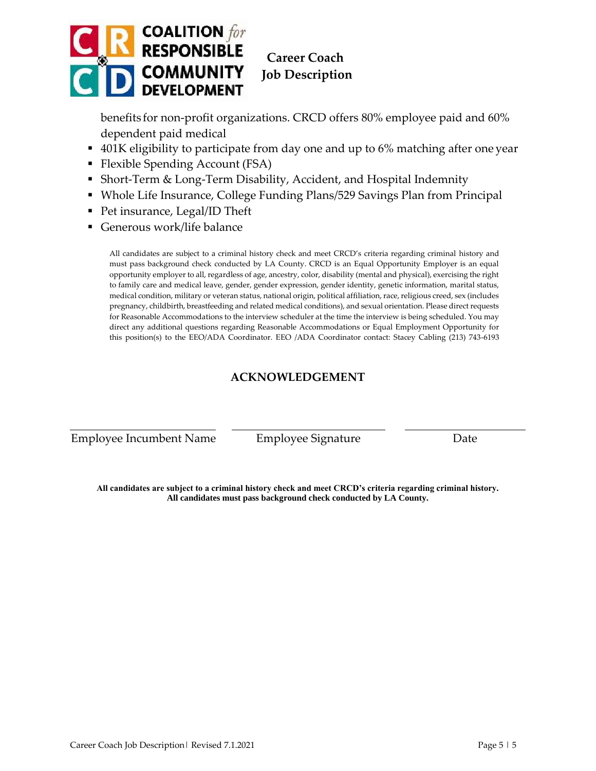benefits for non-profit organizations. CRCD offers 80% employee paid and 60% dependent paid medical

- 401K eligibility to participate from day one and up to 6% matching after one year
- Flexible Spending Account (FSA)
- Short-Term & Long-Term Disability, Accident, and Hospital Indemnity
- Whole Life Insurance, College Funding Plans/529 Savings Plan from Principal
- Pet insurance, Legal/ID Theft
- Generous work/life balance

All candidates are subject to a criminal history check and meet CRCD's criteria regarding criminal history and must pass background check conducted by LA County. CRCD is an Equal Opportunity Employer is an equal opportunity employer to all, regardless of age, ancestry, color, disability (mental and physical), exercising the right to family care and medical leave, gender, gender expression, gender identity, genetic information, marital status, medical condition, military or veteran status, national origin, political affiliation, race, religious creed, sex (includes pregnancy, childbirth, breastfeeding and related medical conditions), and sexual orientation. Please direct requests for Reasonable Accommodations to the interview scheduler at the time the interview is being scheduled. You may direct any additional questions regarding Reasonable Accommodations or Equal Employment Opportunity for this position(s) to the EEO/ADA Coordinator. EEO /ADA Coordinator contact: Stacey Cabling (213) 743-6193

## ACKNOWLEDGEMENT

| | | |
|---|---|---|
| ____________________ | ____________________ | ____________________ |
| Employee Incumbent Name | Employee Signature | Date |

**All candidates are subject to a criminal history check and meet CRCD's criteria regarding criminal history. All candidates must pass background check conducted by LA County.**